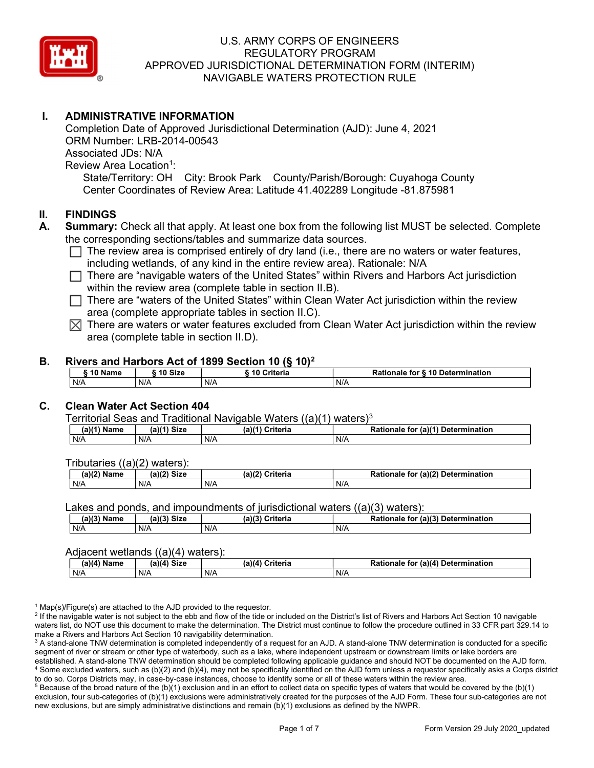U.S. ARMY CORPS OF ENGINEERS
REGULATORY PROGRAM
APPROVED JURISDICTIONAL DETERMINATION FORM (INTERIM)
NAVIGABLE WATERS PROTECTION RULE

## I. ADMINISTRATIVE INFORMATION

Completion Date of Approved Jurisdictional Determination (AJD): June 4, 2021
ORM Number: LRB-2014-00543
Associated JDs: N/A
Review Area Location[1]:
State/Territory: OH City: Brook Park County/Parish/Borough: Cuyahoga County
Center Coordinates of Review Area: Latitude 41.402289 Longitude -81.875981

## II. FINDINGS

**A. Summary:** Check all that apply. At least one box from the following list MUST be selected. Complete the corresponding sections/tables and summarize data sources.

- ☐ The review area is comprised entirely of dry land (i.e., there are no waters or water features, including wetlands, of any kind in the entire review area). Rationale: N/A
- ☐ There are "navigable waters of the United States" within Rivers and Harbors Act jurisdiction within the review area (complete table in section II.B).
- ☐ There are "waters of the United States" within Clean Water Act jurisdiction within the review area (complete appropriate tables in section II.C).
- ☒ There are waters or water features excluded from Clean Water Act jurisdiction within the review area (complete table in section II.D).

### B. Rivers and Harbors Act of 1899 Section 10 (§ 10)[2]

| § 10 Name | § 10 Size | § 10 Criteria | Rationale for § 10 Determination |
|---|---|---|---|
| N/A | N/A | N/A | N/A |

### C. Clean Water Act Section 404

Territorial Seas and Traditional Navigable Waters ((a)(1) waters)[3]

| (a)(1) Name | (a)(1) Size | (a)(1) Criteria | Rationale for (a)(1) Determination |
|---|---|---|---|
| N/A | N/A | N/A | N/A |

Tributaries ((a)(2) waters):

| (a)(2) Name | (a)(2) Size | (a)(2) Criteria | Rationale for (a)(2) Determination |
|---|---|---|---|
| N/A | N/A | N/A | N/A |

Lakes and ponds, and impoundments of jurisdictional waters ((a)(3) waters):

| (a)(3) Name | (a)(3) Size | (a)(3) Criteria | Rationale for (a)(3) Determination |
|---|---|---|---|
| N/A | N/A | N/A | N/A |

Adjacent wetlands ((a)(4) waters):

| (a)(4) Name | (a)(4) Size | (a)(4) Criteria | Rationale for (a)(4) Determination |
|---|---|---|---|
| N/A | N/A | N/A | N/A |

[1] Map(s)/Figure(s) are attached to the AJD provided to the requestor.
[2] If the navigable water is not subject to the ebb and flow of the tide or included on the District's list of Rivers and Harbors Act Section 10 navigable waters list, do NOT use this document to make the determination. The District must continue to follow the procedure outlined in 33 CFR part 329.14 to make a Rivers and Harbors Act Section 10 navigability determination.
[3] A stand-alone TNW determination is completed independently of a request for an AJD. A stand-alone TNW determination is conducted for a specific segment of river or stream or other type of waterbody, such as a lake, where independent upstream or downstream limits or lake borders are established. A stand-alone TNW determination should be completed following applicable guidance and should NOT be documented on the AJD form.
[4] Some excluded waters, such as (b)(2) and (b)(4), may not be specifically identified on the AJD form unless a requestor specifically asks a Corps district to do so. Corps Districts may, in case-by-case instances, choose to identify some or all of these waters within the review area.
[5] Because of the broad nature of the (b)(1) exclusion and in an effort to collect data on specific types of waters that would be covered by the (b)(1) exclusion, four sub-categories of (b)(1) exclusions were administratively created for the purposes of the AJD Form. These four sub-categories are not new exclusions, but are simply administrative distinctions and remain (b)(1) exclusions as defined by the NWPR.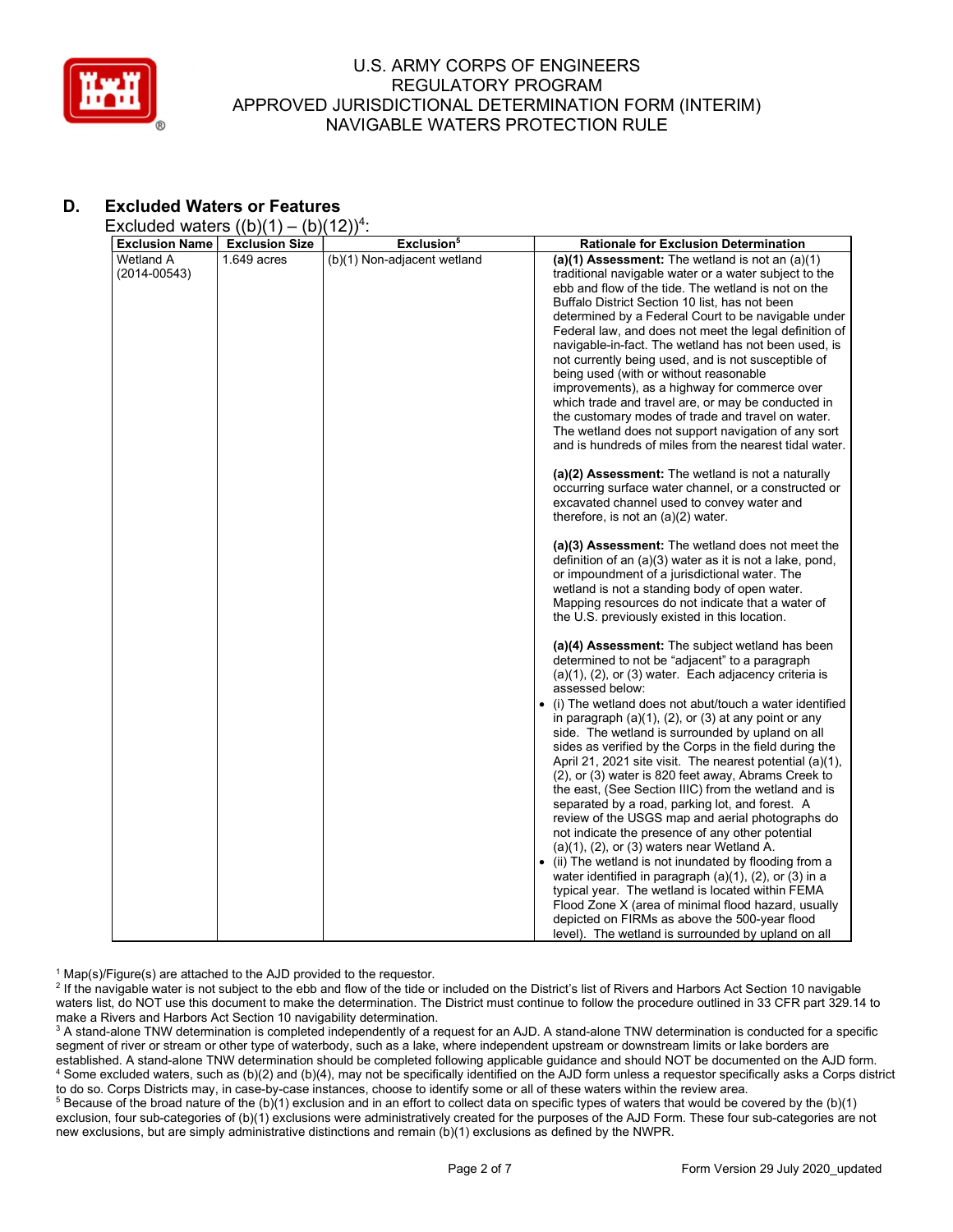## D. Excluded Waters or Features

Excluded waters ((b)(1) – (b)(12))[4]:

| Exclusion Name | Exclusion Size | Exclusion[5] | Rationale for Exclusion Determination |
|---|---|---|---|
| Wetland A (2014-00543) | 1.649 acres | (b)(1) Non-adjacent wetland | **(a)(1) Assessment:** The wetland is not an (a)(1) traditional navigable water or a water subject to the ebb and flow of the tide. The wetland is not on the Buffalo District Section 10 list, has not been determined by a Federal Court to be navigable under Federal law, and does not meet the legal definition of navigable-in-fact. The wetland has not been used, is not currently being used, and is not susceptible of being used (with or without reasonable improvements), as a highway for commerce over which trade and travel are, or may be conducted in the customary modes of trade and travel on water. The wetland does not support navigation of any sort and is hundreds of miles from the nearest tidal water.<br><br>**(a)(2) Assessment:** The wetland is not a naturally occurring surface water channel, or a constructed or excavated channel used to convey water and therefore, is not an (a)(2) water.<br><br>**(a)(3) Assessment:** The wetland does not meet the definition of an (a)(3) water as it is not a lake, pond, or impoundment of a jurisdictional water. The wetland is not a standing body of open water. Mapping resources do not indicate that a water of the U.S. previously existed in this location.<br><br>**(a)(4) Assessment:** The subject wetland has been determined to not be "adjacent" to a paragraph (a)(1), (2), or (3) water. Each adjacency criteria is assessed below:<br>• (i) The wetland does not abut/touch a water identified in paragraph (a)(1), (2), or (3) at any point or any side. The wetland is surrounded by upland on all sides as verified by the Corps in the field during the April 21, 2021 site visit. The nearest potential (a)(1), (2), or (3) water is 820 feet away, Abrams Creek to the east, (See Section IIIC) from the wetland and is separated by a road, parking lot, and forest. A review of the USGS map and aerial photographs do not indicate the presence of any other potential (a)(1), (2), or (3) waters near Wetland A.<br>• (ii) The wetland is not inundated by flooding from a water identified in paragraph (a)(1), (2), or (3) in a typical year. The wetland is located within FEMA Flood Zone X (area of minimal flood hazard, usually depicted on FIRMs as above the 500-year flood level). The wetland is surrounded by upland on all |

[1] Map(s)/Figure(s) are attached to the AJD provided to the requestor.

[2] If the navigable water is not subject to the ebb and flow of the tide or included on the District's list of Rivers and Harbors Act Section 10 navigable waters list, do NOT use this document to make the determination. The District must continue to follow the procedure outlined in 33 CFR part 329.14 to make a Rivers and Harbors Act Section 10 navigability determination.

[3] A stand-alone TNW determination is completed independently of a request for an AJD. A stand-alone TNW determination is conducted for a specific segment of river or stream or other type of waterbody, such as a lake, where independent upstream or downstream limits or lake borders are established. A stand-alone TNW determination should be completed following applicable guidance and should NOT be documented on the AJD form.

[4] Some excluded waters, such as (b)(2) and (b)(4), may not be specifically identified on the AJD form unless a requestor specifically asks a Corps district to do so. Corps Districts may, in case-by-case instances, choose to identify some or all of these waters within the review area.

[5] Because of the broad nature of the (b)(1) exclusion and in an effort to collect data on specific types of waters that would be covered by the (b)(1) exclusion, four sub-categories of (b)(1) exclusions were administratively created for the purposes of the AJD Form. These four sub-categories are not new exclusions, but are simply administrative distinctions and remain (b)(1) exclusions as defined by the NWPR.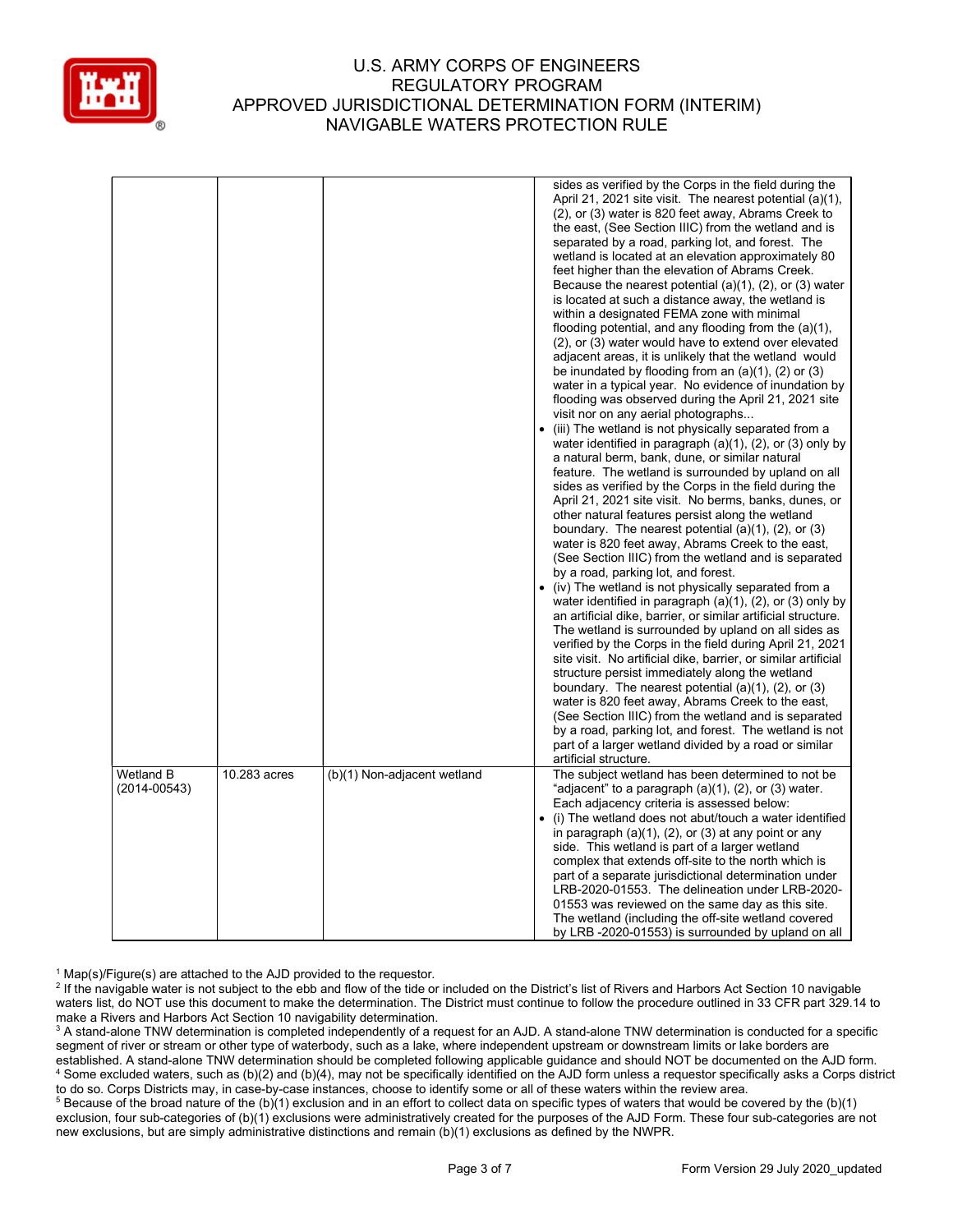| | | | |
|---|---|---|---|
| | | | sides as verified by the Corps in the field during the April 21, 2021 site visit. The nearest potential (a)(1), (2), or (3) water is 820 feet away, Abrams Creek to the east, (See Section IIIC) from the wetland and is separated by a road, parking lot, and forest. The wetland is located at an elevation approximately 80 feet higher than the elevation of Abrams Creek. Because the nearest potential (a)(1), (2), or (3) water is located at such a distance away, the wetland is within a designated FEMA zone with minimal flooding potential, and any flooding from the (a)(1), (2), or (3) water would have to extend over elevated adjacent areas, it is unlikely that the wetland would be inundated by flooding from an (a)(1), (2) or (3) water in a typical year. No evidence of inundation by flooding was observed during the April 21, 2021 site visit nor on any aerial photographs...<br>• (iii) The wetland is not physically separated from a water identified in paragraph (a)(1), (2), or (3) only by a natural berm, bank, dune, or similar natural feature. The wetland is surrounded by upland on all sides as verified by the Corps in the field during the April 21, 2021 site visit. No berms, banks, dunes, or other natural features persist along the wetland boundary. The nearest potential (a)(1), (2), or (3) water is 820 feet away, Abrams Creek to the east, (See Section IIIC) from the wetland and is separated by a road, parking lot, and forest.<br>• (iv) The wetland is not physically separated from a water identified in paragraph (a)(1), (2), or (3) only by an artificial dike, barrier, or similar artificial structure. The wetland is surrounded by upland on all sides as verified by the Corps in the field during April 21, 2021 site visit. No artificial dike, barrier, or similar artificial structure persist immediately along the wetland boundary. The nearest potential (a)(1), (2), or (3) water is 820 feet away, Abrams Creek to the east, (See Section IIIC) from the wetland and is separated by a road, parking lot, and forest. The wetland is not part of a larger wetland divided by a road or similar artificial structure. |
| Wetland B (2014-00543) | 10.283 acres | (b)(1) Non-adjacent wetland | The subject wetland has been determined to not be "adjacent" to a paragraph (a)(1), (2), or (3) water. Each adjacency criteria is assessed below:<br>• (i) The wetland does not abut/touch a water identified in paragraph (a)(1), (2), or (3) at any point or any side. This wetland is part of a larger wetland complex that extends off-site to the north which is part of a separate jurisdictional determination under LRB-2020-01553. The delineation under LRB-2020-01553 was reviewed on the same day as this site. The wetland (including the off-site wetland covered by LRB -2020-01553) is surrounded by upland on all |

[1] Map(s)/Figure(s) are attached to the AJD provided to the requestor.
[2] If the navigable water is not subject to the ebb and flow of the tide or included on the District's list of Rivers and Harbors Act Section 10 navigable waters list, do NOT use this document to make the determination. The District must continue to follow the procedure outlined in 33 CFR part 329.14 to make a Rivers and Harbors Act Section 10 navigability determination.
[3] A stand-alone TNW determination is completed independently of a request for an AJD. A stand-alone TNW determination is conducted for a specific segment of river or stream or other type of waterbody, such as a lake, where independent upstream or downstream limits or lake borders are established. A stand-alone TNW determination should be completed following applicable guidance and should NOT be documented on the AJD form.
[4] Some excluded waters, such as (b)(2) and (b)(4), may not be specifically identified on the AJD form unless a requestor specifically asks a Corps district to do so. Corps Districts may, in case-by-case instances, choose to identify some or all of these waters within the review area.
[5] Because of the broad nature of the (b)(1) exclusion and in an effort to collect data on specific types of waters that would be covered by the (b)(1) exclusion, four sub-categories of (b)(1) exclusions were administratively created for the purposes of the AJD Form. These four sub-categories are not new exclusions, but are simply administrative distinctions and remain (b)(1) exclusions as defined by the NWPR.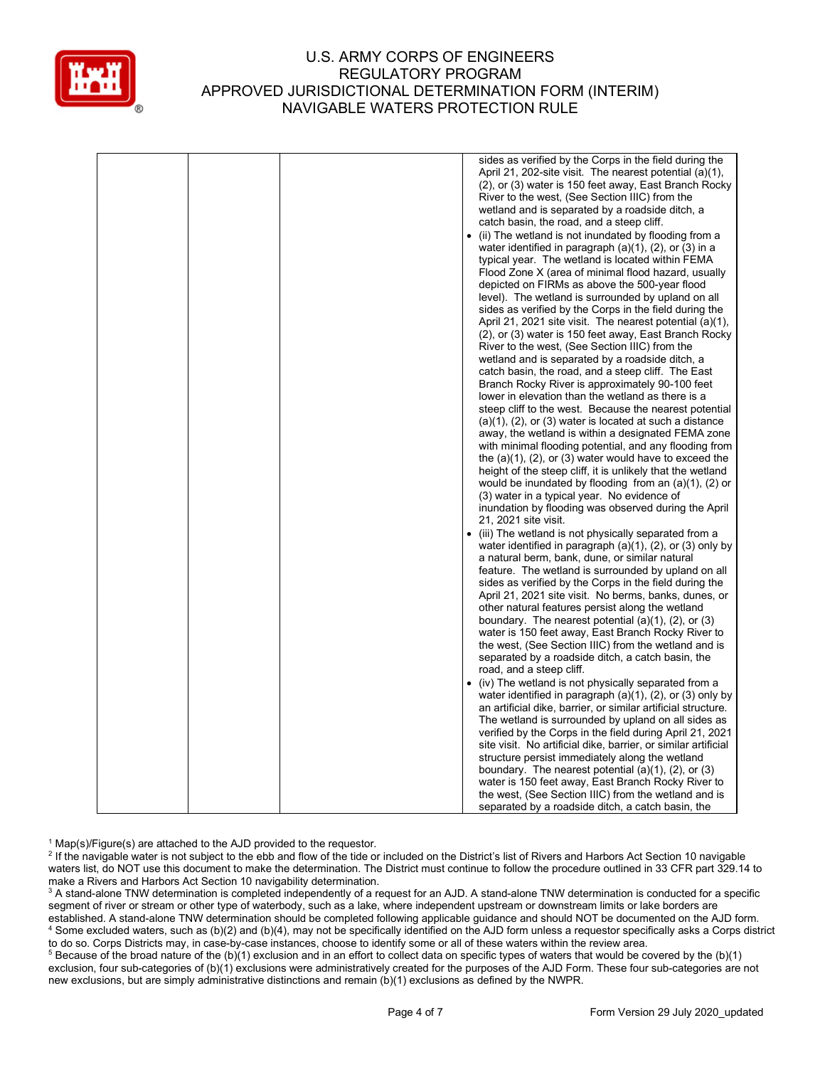| | | | sides as verified by the Corps in the field during the April 21, 202-site visit. The nearest potential (a)(1), (2), or (3) water is 150 feet away, East Branch Rocky River to the west, (See Section IIIC) from the wetland and is separated by a roadside ditch, a catch basin, the road, and a steep cliff.<br>• (ii) The wetland is not inundated by flooding from a water identified in paragraph (a)(1), (2), or (3) in a typical year. The wetland is located within FEMA Flood Zone X (area of minimal flood hazard, usually depicted on FIRMs as above the 500-year flood level). The wetland is surrounded by upland on all sides as verified by the Corps in the field during the April 21, 2021 site visit. The nearest potential (a)(1), (2), or (3) water is 150 feet away, East Branch Rocky River to the west, (See Section IIIC) from the wetland and is separated by a roadside ditch, a catch basin, the road, and a steep cliff. The East Branch Rocky River is approximately 90-100 feet lower in elevation than the wetland as there is a steep cliff to the west. Because the nearest potential (a)(1), (2), or (3) water is located at such a distance away, the wetland is within a designated FEMA zone with minimal flooding potential, and any flooding from the (a)(1), (2), or (3) water would have to exceed the height of the steep cliff, it is unlikely that the wetland would be inundated by flooding from an (a)(1), (2) or (3) water in a typical year. No evidence of inundation by flooding was observed during the April 21, 2021 site visit.<br>• (iii) The wetland is not physically separated from a water identified in paragraph (a)(1), (2), or (3) only by a natural berm, bank, dune, or similar natural feature. The wetland is surrounded by upland on all sides as verified by the Corps in the field during the April 21, 2021 site visit. No berms, banks, dunes, or other natural features persist along the wetland boundary. The nearest potential (a)(1), (2), or (3) water is 150 feet away, East Branch Rocky River to the west, (See Section IIIC) from the wetland and is separated by a roadside ditch, a catch basin, the road, and a steep cliff.<br>• (iv) The wetland is not physically separated from a water identified in paragraph (a)(1), (2), or (3) only by an artificial dike, barrier, or similar artificial structure. The wetland is surrounded by upland on all sides as verified by the Corps in the field during April 21, 2021 site visit. No artificial dike, barrier, or similar artificial structure persist immediately along the wetland boundary. The nearest potential (a)(1), (2), or (3) water is 150 feet away, East Branch Rocky River to the west, (See Section IIIC) from the wetland and is separated by a roadside ditch, a catch basin, the |

[1] Map(s)/Figure(s) are attached to the AJD provided to the requestor.
[2] If the navigable water is not subject to the ebb and flow of the tide or included on the District's list of Rivers and Harbors Act Section 10 navigable waters list, do NOT use this document to make the determination. The District must continue to follow the procedure outlined in 33 CFR part 329.14 to make a Rivers and Harbors Act Section 10 navigability determination.
[3] A stand-alone TNW determination is completed independently of a request for an AJD. A stand-alone TNW determination is conducted for a specific segment of river or stream or other type of waterbody, such as a lake, where independent upstream or downstream limits or lake borders are established. A stand-alone TNW determination should be completed following applicable guidance and should NOT be documented on the AJD form.
[4] Some excluded waters, such as (b)(2) and (b)(4), may not be specifically identified on the AJD form unless a requestor specifically asks a Corps district to do so. Corps Districts may, in case-by-case instances, choose to identify some or all of these waters within the review area.
[5] Because of the broad nature of the (b)(1) exclusion and in an effort to collect data on specific types of waters that would be covered by the (b)(1) exclusion, four sub-categories of (b)(1) exclusions were administratively created for the purposes of the AJD Form. These four sub-categories are not new exclusions, but are simply administrative distinctions and remain (b)(1) exclusions as defined by the NWPR.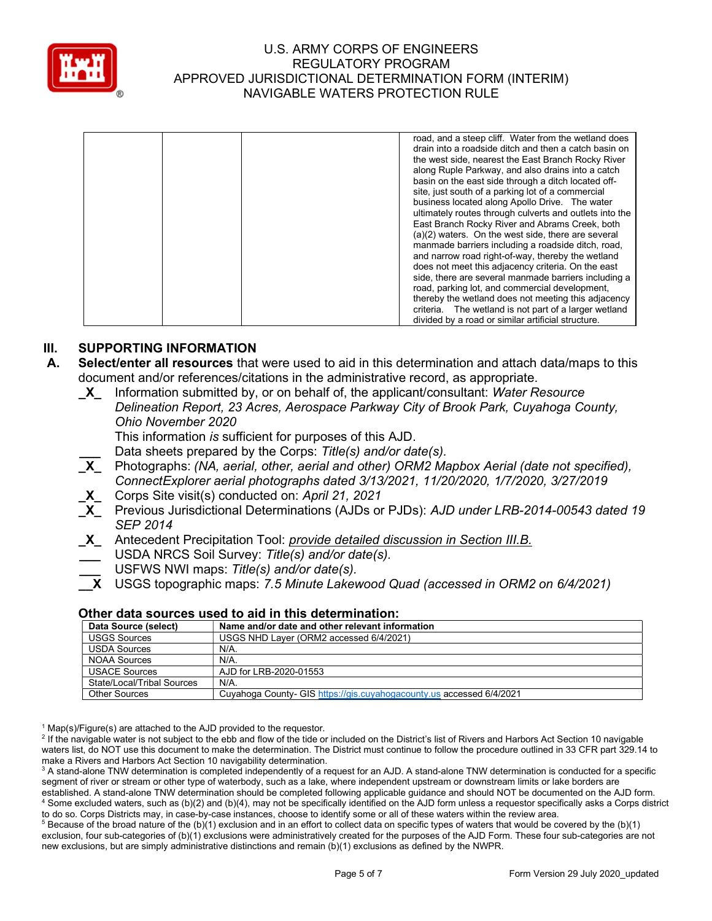| | | | road, and a steep cliff. Water from the wetland does drain into a roadside ditch and then a catch basin on the west side, nearest the East Branch Rocky River along Ruple Parkway, and also drains into a catch basin on the east side through a ditch located off-site, just south of a parking lot of a commercial business located along Apollo Drive. The water ultimately routes through culverts and outlets into the East Branch Rocky River and Abrams Creek, both (a)(2) waters. On the west side, there are several manmade barriers including a roadside ditch, road, and narrow road right-of-way, thereby the wetland does not meet this adjacency criteria. On the east side, there are several manmade barriers including a road, parking lot, and commercial development, thereby the wetland does not meeting this adjacency criteria. The wetland is not part of a larger wetland divided by a road or similar artificial structure. |
|---|---|---|---|

## III. SUPPORTING INFORMATION

**A. Select/enter all resources** that were used to aid in this determination and attach data/maps to this document and/or references/citations in the administrative record, as appropriate.

_X_ Information submitted by, or on behalf of, the applicant/consultant: *Water Resource Delineation Report, 23 Acres, Aerospace Parkway City of Brook Park, Cuyahoga County, Ohio November 2020*
This information *is* sufficient for purposes of this AJD.

___ Data sheets prepared by the Corps: *Title(s) and/or date(s).*

_X_ Photographs: *(NA, aerial, other, aerial and other) ORM2 Mapbox Aerial (date not specified), ConnectExplorer aerial photographs dated 3/13/2021, 11/20/2020, 1/7/2020, 3/27/2019*

_X_ Corps Site visit(s) conducted on: *April 21, 2021*

_X_ Previous Jurisdictional Determinations (AJDs or PJDs): *AJD under LRB-2014-00543 dated 19 SEP 2014*

_X_ Antecedent Precipitation Tool: *provide detailed discussion in Section III.B.*

___ USDA NRCS Soil Survey: *Title(s) and/or date(s).*

___ USFWS NWI maps: *Title(s) and/or date(s).*

__X USGS topographic maps: *7.5 Minute Lakewood Quad (accessed in ORM2 on 6/4/2021)*

### Other data sources used to aid in this determination:

| Data Source (select) | Name and/or date and other relevant information |
|---|---|
| USGS Sources | USGS NHD Layer (ORM2 accessed 6/4/2021) |
| USDA Sources | N/A. |
| NOAA Sources | N/A. |
| USACE Sources | AJD for LRB-2020-01553 |
| State/Local/Tribal Sources | N/A. |
| Other Sources | Cuyahoga County- GIS https://gis.cuyahogacounty.us accessed 6/4/2021 |

[1] Map(s)/Figure(s) are attached to the AJD provided to the requestor.

[2] If the navigable water is not subject to the ebb and flow of the tide or included on the District's list of Rivers and Harbors Act Section 10 navigable waters list, do NOT use this document to make the determination. The District must continue to follow the procedure outlined in 33 CFR part 329.14 to make a Rivers and Harbors Act Section 10 navigability determination.

[3] A stand-alone TNW determination is completed independently of a request for an AJD. A stand-alone TNW determination is conducted for a specific segment of river or stream or other type of waterbody, such as a lake, where independent upstream or downstream limits or lake borders are established. A stand-alone TNW determination should be completed following applicable guidance and should NOT be documented on the AJD form.

[4] Some excluded waters, such as (b)(2) and (b)(4), may not be specifically identified on the AJD form unless a requestor specifically asks a Corps district to do so. Corps Districts may, in case-by-case instances, choose to identify some or all of these waters within the review area.

[5] Because of the broad nature of the (b)(1) exclusion and in an effort to collect data on specific types of waters that would be covered by the (b)(1) exclusion, four sub-categories of (b)(1) exclusions were administratively created for the purposes of the AJD Form. These four sub-categories are not new exclusions, but are simply administrative distinctions and remain (b)(1) exclusions as defined by the NWPR.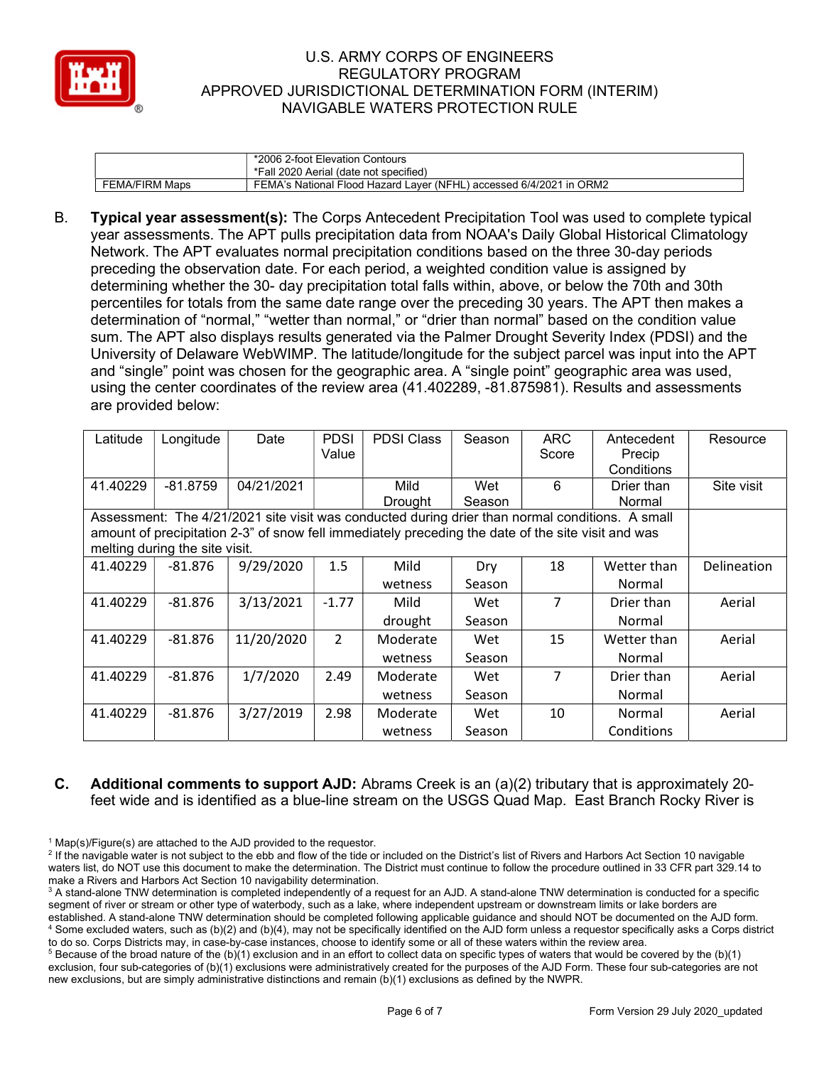| | |
|---|---|
| | *2006 2-foot Elevation Contours<br>*Fall 2020 Aerial (date not specified) |
| FEMA/FIRM Maps | FEMA's National Flood Hazard Layer (NFHL) accessed 6/4/2021 in ORM2 |

B. **Typical year assessment(s):** The Corps Antecedent Precipitation Tool was used to complete typical year assessments. The APT pulls precipitation data from NOAA's Daily Global Historical Climatology Network. The APT evaluates normal precipitation conditions based on the three 30-day periods preceding the observation date. For each period, a weighted condition value is assigned by determining whether the 30- day precipitation total falls within, above, or below the 70th and 30th percentiles for totals from the same date range over the preceding 30 years. The APT then makes a determination of "normal," "wetter than normal," or "drier than normal" based on the condition value sum. The APT also displays results generated via the Palmer Drought Severity Index (PDSI) and the University of Delaware WebWIMP. The latitude/longitude for the subject parcel was input into the APT and "single" point was chosen for the geographic area. A "single point" geographic area was used, using the center coordinates of the review area (41.402289, -81.875981). Results and assessments are provided below:

| Latitude | Longitude | Date | PDSI Value | PDSI Class | Season | ARC Score | Antecedent Precip Conditions | Resource |
|---|---|---|---|---|---|---|---|---|
| 41.40229 | -81.8759 | 04/21/2021 | | Mild Drought | Wet Season | 6 | Drier than Normal | Site visit |
| Assessment: The 4/21/2021 site visit was conducted during drier than normal conditions. A small amount of precipitation 2-3" of snow fell immediately preceding the date of the site visit and was melting during the site visit. | | | | | | | | |
| 41.40229 | -81.876 | 9/29/2020 | 1.5 | Mild wetness | Dry Season | 18 | Wetter than Normal | Delineation |
| 41.40229 | -81.876 | 3/13/2021 | -1.77 | Mild drought | Wet Season | 7 | Drier than Normal | Aerial |
| 41.40229 | -81.876 | 11/20/2020 | 2 | Moderate wetness | Wet Season | 15 | Wetter than Normal | Aerial |
| 41.40229 | -81.876 | 1/7/2020 | 2.49 | Moderate wetness | Wet Season | 7 | Drier than Normal | Aerial |
| 41.40229 | -81.876 | 3/27/2019 | 2.98 | Moderate wetness | Wet Season | 10 | Normal Conditions | Aerial |

C. **Additional comments to support AJD:** Abrams Creek is an (a)(2) tributary that is approximately 20-feet wide and is identified as a blue-line stream on the USGS Quad Map. East Branch Rocky River is

[1] Map(s)/Figure(s) are attached to the AJD provided to the requestor.
[2] If the navigable water is not subject to the ebb and flow of the tide or included on the District's list of Rivers and Harbors Act Section 10 navigable waters list, do NOT use this document to make the determination. The District must continue to follow the procedure outlined in 33 CFR part 329.14 to make a Rivers and Harbors Act Section 10 navigability determination.
[3] A stand-alone TNW determination is completed independently of a request for an AJD. A stand-alone TNW determination is conducted for a specific segment of river or stream or other type of waterbody, such as a lake, where independent upstream or downstream limits or lake borders are established. A stand-alone TNW determination should be completed following applicable guidance and should NOT be documented on the AJD form.
[4] Some excluded waters, such as (b)(2) and (b)(4), may not be specifically identified on the AJD form unless a requestor specifically asks a Corps district to do so. Corps Districts may, in case-by-case instances, choose to identify some or all of these waters within the review area.
[5] Because of the broad nature of the (b)(1) exclusion and in an effort to collect data on specific types of waters that would be covered by the (b)(1) exclusion, four sub-categories of (b)(1) exclusions were administratively created for the purposes of the AJD Form. These four sub-categories are not new exclusions, but are simply administrative distinctions and remain (b)(1) exclusions as defined by the NWPR.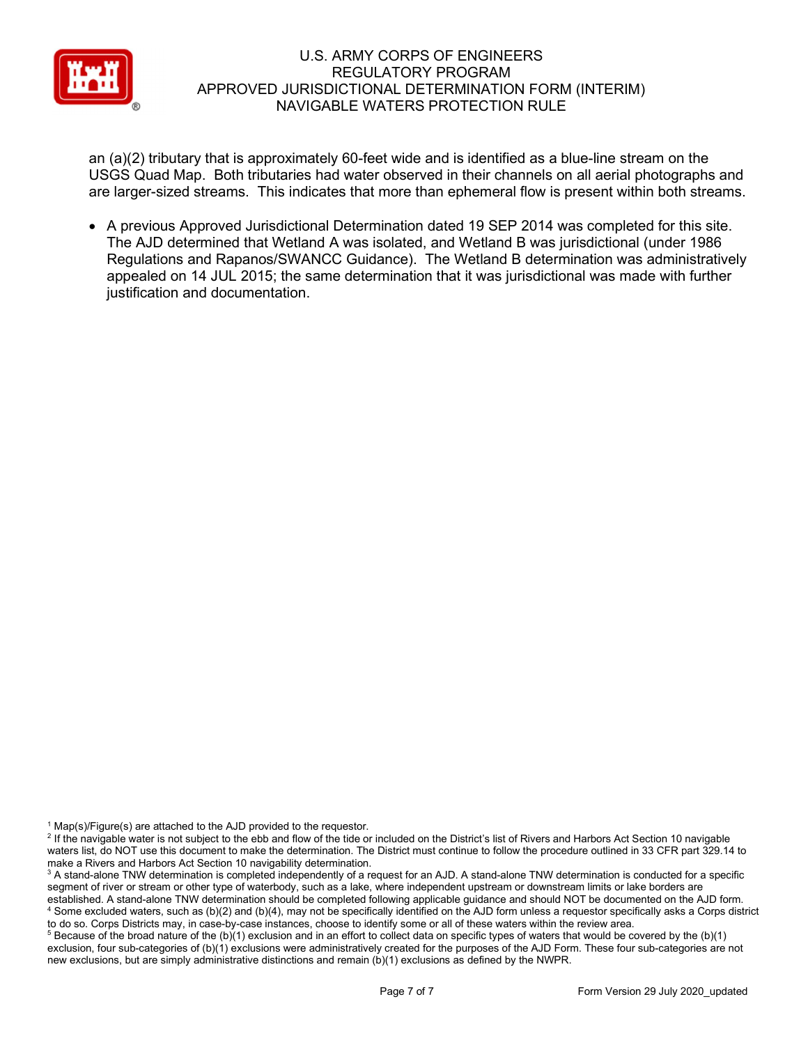an (a)(2) tributary that is approximately 60-feet wide and is identified as a blue-line stream on the USGS Quad Map. Both tributaries had water observed in their channels on all aerial photographs and are larger-sized streams. This indicates that more than ephemeral flow is present within both streams.

- A previous Approved Jurisdictional Determination dated 19 SEP 2014 was completed for this site. The AJD determined that Wetland A was isolated, and Wetland B was jurisdictional (under 1986 Regulations and Rapanos/SWANCC Guidance). The Wetland B determination was administratively appealed on 14 JUL 2015; the same determination that it was jurisdictional was made with further justification and documentation.

[1] Map(s)/Figure(s) are attached to the AJD provided to the requestor.

[2] If the navigable water is not subject to the ebb and flow of the tide or included on the District's list of Rivers and Harbors Act Section 10 navigable waters list, do NOT use this document to make the determination. The District must continue to follow the procedure outlined in 33 CFR part 329.14 to make a Rivers and Harbors Act Section 10 navigability determination.

[3] A stand-alone TNW determination is completed independently of a request for an AJD. A stand-alone TNW determination is conducted for a specific segment of river or stream or other type of waterbody, such as a lake, where independent upstream or downstream limits or lake borders are established. A stand-alone TNW determination should be completed following applicable guidance and should NOT be documented on the AJD form.

[4] Some excluded waters, such as (b)(2) and (b)(4), may not be specifically identified on the AJD form unless a requestor specifically asks a Corps district to do so. Corps Districts may, in case-by-case instances, choose to identify some or all of these waters within the review area.

[5] Because of the broad nature of the (b)(1) exclusion and in an effort to collect data on specific types of waters that would be covered by the (b)(1) exclusion, four sub-categories of (b)(1) exclusions were administratively created for the purposes of the AJD Form. These four sub-categories are not new exclusions, but are simply administrative distinctions and remain (b)(1) exclusions as defined by the NWPR.